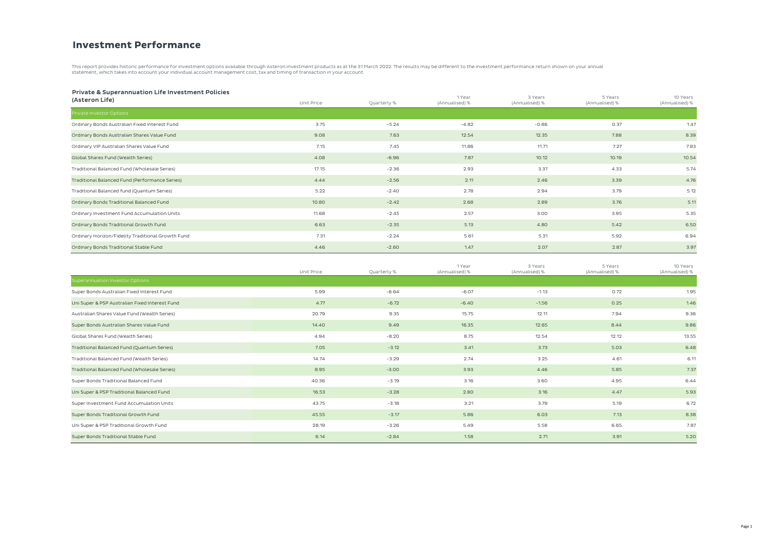# Investment Performance

This report provides historic performance for investment options available through Asteron investment products as at the 31 March 2022. The results may be different to the investment performance return shown on your annual statement, which takes into account your individual account management cost, tax and timing of transaction in your account.

### Private & Superannuation Life Investment Policies (Asteron Life)

| | Unit Price | Quarterly % | 1 Year (Annualised) % | 3 Years (Annualised) % | 5 Years (Annualised) % | 10 Years (Annualised) % |
|---|---|---|---|---|---|---|
| **Private Investor Options** | | | | | | |
| Ordinary Bonds Australian Fixed Interest Fund | 3.75 | -5.24 | -4.82 | -0.86 | 0.37 | 1.47 |
| Ordinary Bonds Australian Shares Value Fund | 9.08 | 7.63 | 12.54 | 12.35 | 7.88 | 8.39 |
| Ordinary VIP Australian Shares Value Fund | 7.15 | 7.45 | 11.86 | 11.71 | 7.27 | 7.83 |
| Global Shares Fund (Wealth Series) | 4.08 | -6.96 | 7.87 | 10.12 | 10.19 | 10.54 |
| Traditional Balanced Fund (Wholesale Series) | 17.15 | -2.36 | 2.93 | 3.37 | 4.33 | 5.74 |
| Traditional Balanced Fund (Performance Series) | 4.44 | -2.56 | 2.11 | 2.46 | 3.39 | 4.76 |
| Traditional Balanced fund (Quantum Series) | 5.22 | -2.40 | 2.78 | 2.94 | 3.79 | 5.12 |
| Ordinary Bonds Traditional Balanced Fund | 10.80 | -2.42 | 2.68 | 2.89 | 3.76 | 5.11 |
| Ordinary Investment Fund Accumulation Units | 11.68 | -2.45 | 2.57 | 3.00 | 3.95 | 5.35 |
| Ordinary Bonds Traditional Growth Fund | 6.63 | -2.35 | 5.13 | 4.80 | 5.42 | 6.50 |
| Ordinary Horizon/Fidelity Traditional Growth Fund | 7.31 | -2.24 | 5.61 | 5.31 | 5.92 | 6.94 |
| Ordinary Bonds Traditional Stable Fund | 4.46 | -2.60 | 1.47 | 2.07 | 2.87 | 3.97 |

| | Unit Price | Quarterly % | 1 Year (Annualised) % | 3 Years (Annualised) % | 5 Years (Annualised) % | 10 Years (Annualised) % |
|---|---|---|---|---|---|---|
| **Superannuation Investor Options** | | | | | | |
| Super Bonds Australian Fixed Interest Fund | 5.99 | -6.64 | -6.07 | -1.13 | 0.72 | 1.95 |
| Uni Super & PSP Australian Fixed Interest Fund | 4.77 | -6.72 | -6.40 | -1.56 | 0.25 | 1.46 |
| Australian Shares Value Fund (Wealth Series) | 20.79 | 9.35 | 15.75 | 12.11 | 7.94 | 9.36 |
| Super Bonds Australian Shares Value Fund | 14.40 | 9.49 | 16.35 | 12.65 | 8.44 | 9.86 |
| Global Shares Fund (Wealth Series) | 4.94 | -8.20 | 8.75 | 12.54 | 12.12 | 13.55 |
| Traditional Balanced Fund (Quantum Series) | 7.05 | -3.12 | 3.41 | 3.73 | 5.03 | 6.48 |
| Traditional Balanced Fund (Wealth Series) | 14.74 | -3.29 | 2.74 | 3.25 | 4.61 | 6.11 |
| Traditional Balanced Fund (Wholesale Series) | 8.95 | -3.00 | 3.93 | 4.46 | 5.85 | 7.37 |
| Super Bonds Traditional Balanced Fund | 40.36 | -3.19 | 3.16 | 3.60 | 4.95 | 6.44 |
| Uni Super & PSP Traditional Balanced Fund | 16.53 | -3.28 | 2.80 | 3.16 | 4.47 | 5.93 |
| Super Investment Fund Accumulation Units | 43.75 | -3.18 | 3.21 | 3.79 | 5.19 | 6.72 |
| Super Bonds Traditional Growth Fund | 45.55 | -3.17 | 5.86 | 6.03 | 7.13 | 8.38 |
| Uni Super & PSP Traditional Growth Fund | 28.19 | -3.26 | 5.49 | 5.58 | 6.65 | 7.87 |
| Super Bonds Traditional Stable Fund | 6.14 | -2.84 | 1.58 | 2.71 | 3.91 | 5.20 |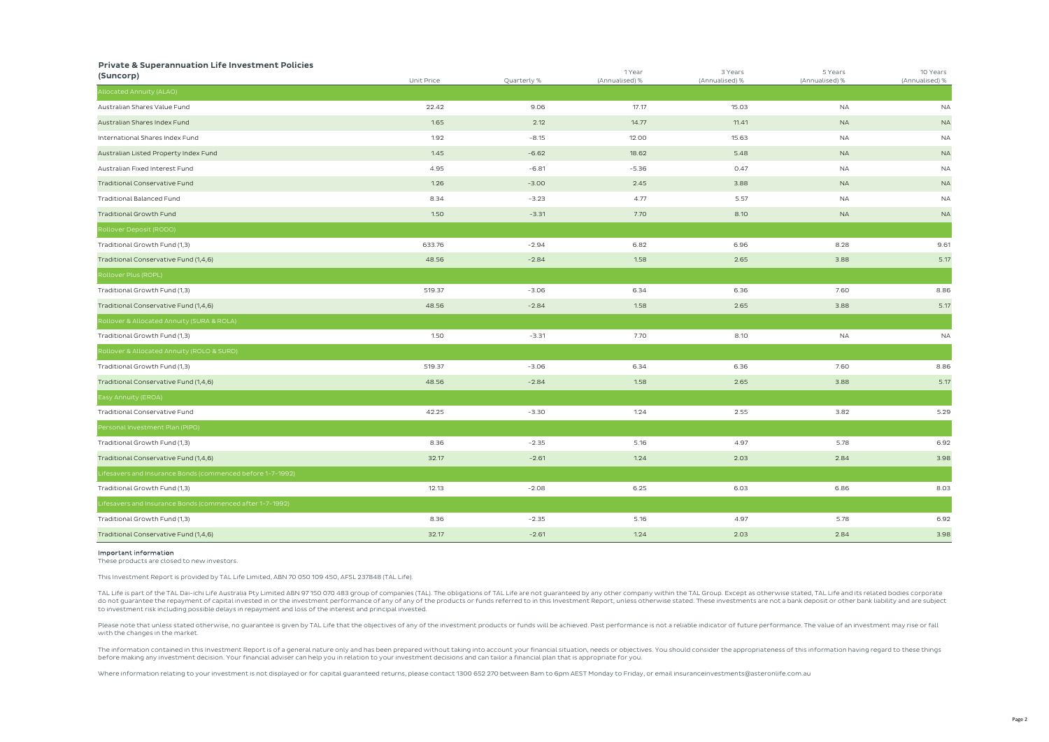## Private & Superannuation Life Investment Policies (Suncorp)

| | Unit Price | Quarterly % | 1 Year (Annualised) % | 3 Years (Annualised) % | 5 Years (Annualised) % | 10 Years (Annualised) % |
|---|---|---|---|---|---|---|
| **Allocated Annuity (ALAO)** | | | | | | |
| Australian Shares Value Fund | 22.42 | 9.06 | 17.17 | 15.03 | NA | NA |
| Australian Shares Index Fund | 1.65 | 2.12 | 14.77 | 11.41 | NA | NA |
| International Shares Index Fund | 1.92 | -8.15 | 12.00 | 15.63 | NA | NA |
| Australian Listed Property Index Fund | 1.45 | -6.62 | 18.62 | 5.48 | NA | NA |
| Australian Fixed Interest Fund | 4.95 | -6.81 | -5.36 | 0.47 | NA | NA |
| Traditional Conservative Fund | 1.26 | -3.00 | 2.45 | 3.88 | NA | NA |
| Traditional Balanced Fund | 8.34 | -3.23 | 4.77 | 5.57 | NA | NA |
| Traditional Growth Fund | 1.50 | -3.31 | 7.70 | 8.10 | NA | NA |
| **Rollover Deposit (RODO)** | | | | | | |
| Traditional Growth Fund (1,3) | 633.76 | -2.94 | 6.82 | 6.96 | 8.28 | 9.61 |
| Traditional Conservative Fund (1,4,6) | 48.56 | -2.84 | 1.58 | 2.65 | 3.88 | 5.17 |
| **Rollover Plus (ROPL)** | | | | | | |
| Traditional Growth Fund (1,3) | 519.37 | -3.06 | 6.34 | 6.36 | 7.60 | 8.86 |
| Traditional Conservative Fund (1,4,6) | 48.56 | -2.84 | 1.58 | 2.65 | 3.88 | 5.17 |
| **Rollover & Allocated Annuity (SURA & ROLA)** | | | | | | |
| Traditional Growth Fund (1,3) | 1.50 | -3.31 | 7.70 | 8.10 | NA | NA |
| **Rollover & Allocated Annuity (ROLO & SURD)** | | | | | | |
| Traditional Growth Fund (1,3) | 519.37 | -3.06 | 6.34 | 6.36 | 7.60 | 8.86 |
| Traditional Conservative Fund (1,4,6) | 48.56 | -2.84 | 1.58 | 2.65 | 3.88 | 5.17 |
| **Easy Annuity (EROA)** | | | | | | |
| Traditional Conservative Fund | 42.25 | -3.30 | 1.24 | 2.55 | 3.82 | 5.29 |
| **Personal Investment Plan (PIPO)** | | | | | | |
| Traditional Growth Fund (1,3) | 8.36 | -2.35 | 5.16 | 4.97 | 5.78 | 6.92 |
| Traditional Conservative Fund (1,4,6) | 32.17 | -2.61 | 1.24 | 2.03 | 2.84 | 3.98 |
| **Lifesavers and Insurance Bonds (commenced before 1-7-1992)** | | | | | | |
| Traditional Growth Fund (1,3) | 12.13 | -2.08 | 6.25 | 6.03 | 6.86 | 8.03 |
| **Lifesavers and Insurance Bonds (commenced after 1-7-1992)** | | | | | | |
| Traditional Growth Fund (1,3) | 8.36 | -2.35 | 5.16 | 4.97 | 5.78 | 6.92 |
| Traditional Conservative Fund (1,4,6) | 32.17 | -2.61 | 1.24 | 2.03 | 2.84 | 3.98 |

**Important information**

These products are closed to new investors.

This Investment Report is provided by TAL Life Limited, ABN 70 050 109 450, AFSL 237848 (TAL Life).

TAL Life is part of the TAL Dai-ichi Life Australia Pty Limited ABN 97 150 070 483 group of companies (TAL). The obligations of TAL Life are not guaranteed by any other company within the TAL Group. Except as otherwise stated, TAL Life and its related bodies corporate do not guarantee the repayment of capital invested in or the investment performance of any of any of the products or funds referred to in this Investment Report, unless otherwise stated. These investments are not a bank deposit or other bank liability and are subject to investment risk including possible delays in repayment and loss of the interest and principal invested.

Please note that unless stated otherwise, no guarantee is given by TAL Life that the objectives of any of the investment products or funds will be achieved. Past performance is not a reliable indicator of future performance. The value of an investment may rise or fall with the changes in the market.

The information contained in this Investment Report is of a general nature only and has been prepared without taking into account your financial situation, needs or objectives. You should consider the appropriateness of this information having regard to these things before making any investment decision. Your financial adviser can help you in relation to your investment decisions and can tailor a financial plan that is appropriate for you.

Where information relating to your investment is not displayed or for capital guaranteed returns, please contact 1300 652 270 between 8am to 6pm AEST Monday to Friday, or email insuranceinvestments@asteronlife.com.au